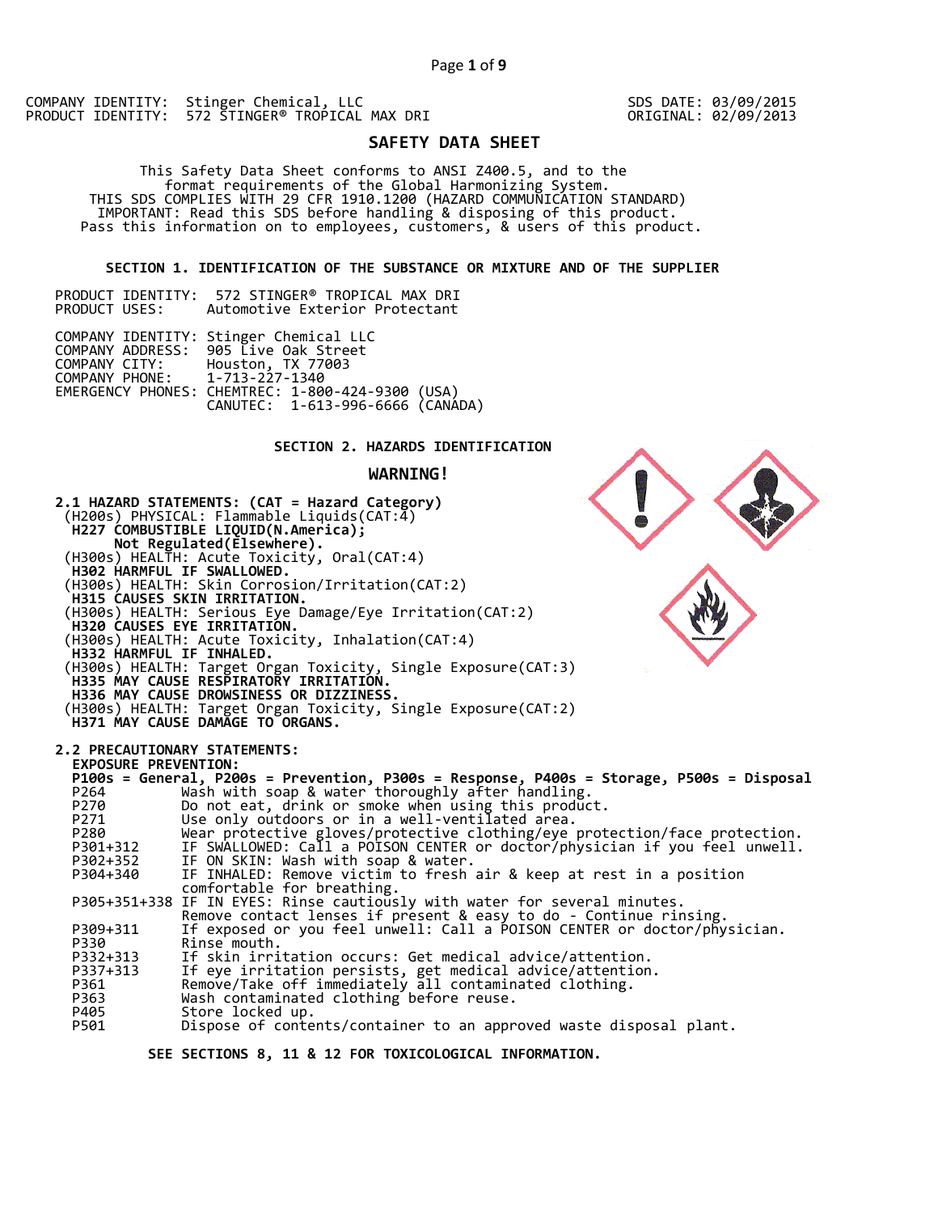COMPANY IDENTITY: Stinger Chemical, LLC
PRODUCT IDENTITY: 572 STINGER® TROPICAL MAX DRI

SDS DATE: 03/09/2015
ORIGINAL: 02/09/2013

# SAFETY DATA SHEET

This Safety Data Sheet conforms to ANSI Z400.5, and to the format requirements of the Global Harmonizing System.
THIS SDS COMPLIES WITH 29 CFR 1910.1200 (HAZARD COMMUNICATION STANDARD)
IMPORTANT: Read this SDS before handling & disposing of this product.
Pass this information on to employees, customers, & users of this product.

## SECTION 1. IDENTIFICATION OF THE SUBSTANCE OR MIXTURE AND OF THE SUPPLIER

PRODUCT IDENTITY: 572 STINGER® TROPICAL MAX DRI
PRODUCT USES: Automotive Exterior Protectant

COMPANY IDENTITY: Stinger Chemical LLC
COMPANY ADDRESS: 905 Live Oak Street
COMPANY CITY: Houston, TX 77003
COMPANY PHONE: 1-713-227-1340
EMERGENCY PHONES: CHEMTREC: 1-800-424-9300 (USA)
CANUTEC: 1-613-996-6666 (CANADA)

## SECTION 2. HAZARDS IDENTIFICATION

### WARNING!

**2.1 HAZARD STATEMENTS: (CAT = Hazard Category)**

(H200s) PHYSICAL: Flammable Liquids(CAT:4)
**H227 COMBUSTIBLE LIQUID(N.America);**
**Not Regulated(Elsewhere).**
(H300s) HEALTH: Acute Toxicity, Oral(CAT:4)
**H302 HARMFUL IF SWALLOWED.**
(H300s) HEALTH: Skin Corrosion/Irritation(CAT:2)
**H315 CAUSES SKIN IRRITATION.**
(H300s) HEALTH: Serious Eye Damage/Eye Irritation(CAT:2)
**H320 CAUSES EYE IRRITATION.**
(H300s) HEALTH: Acute Toxicity, Inhalation(CAT:4)
**H332 HARMFUL IF INHALED.**
(H300s) HEALTH: Target Organ Toxicity, Single Exposure(CAT:3)
**H335 MAY CAUSE RESPIRATORY IRRITATION.**
**H336 MAY CAUSE DROWSINESS OR DIZZINESS.**
(H300s) HEALTH: Target Organ Toxicity, Single Exposure(CAT:2)
**H371 MAY CAUSE DAMAGE TO ORGANS.**

**2.2 PRECAUTIONARY STATEMENTS:**

**EXPOSURE PREVENTION:**

**P100s = General, P200s = Prevention, P300s = Response, P400s = Storage, P500s = Disposal**

| | |
|---|---|
| P264 | Wash with soap & water thoroughly after handling. |
| P270 | Do not eat, drink or smoke when using this product. |
| P271 | Use only outdoors or in a well-ventilated area. |
| P280 | Wear protective gloves/protective clothing/eye protection/face protection. |
| P301+312 | IF SWALLOWED: Call a POISON CENTER or doctor/physician if you feel unwell. |
| P302+352 | IF ON SKIN: Wash with soap & water. |
| P304+340 | IF INHALED: Remove victim to fresh air & keep at rest in a position comfortable for breathing. |
| P305+351+338 | IF IN EYES: Rinse cautiously with water for several minutes. Remove contact lenses if present & easy to do - Continue rinsing. |
| P309+311 | If exposed or you feel unwell: Call a POISON CENTER or doctor/physician. |
| P330 | Rinse mouth. |
| P332+313 | If skin irritation occurs: Get medical advice/attention. |
| P337+313 | If eye irritation persists, get medical advice/attention. |
| P361 | Remove/Take off immediately all contaminated clothing. |
| P363 | Wash contaminated clothing before reuse. |
| P405 | Store locked up. |
| P501 | Dispose of contents/container to an approved waste disposal plant. |

**SEE SECTIONS 8, 11 & 12 FOR TOXICOLOGICAL INFORMATION.**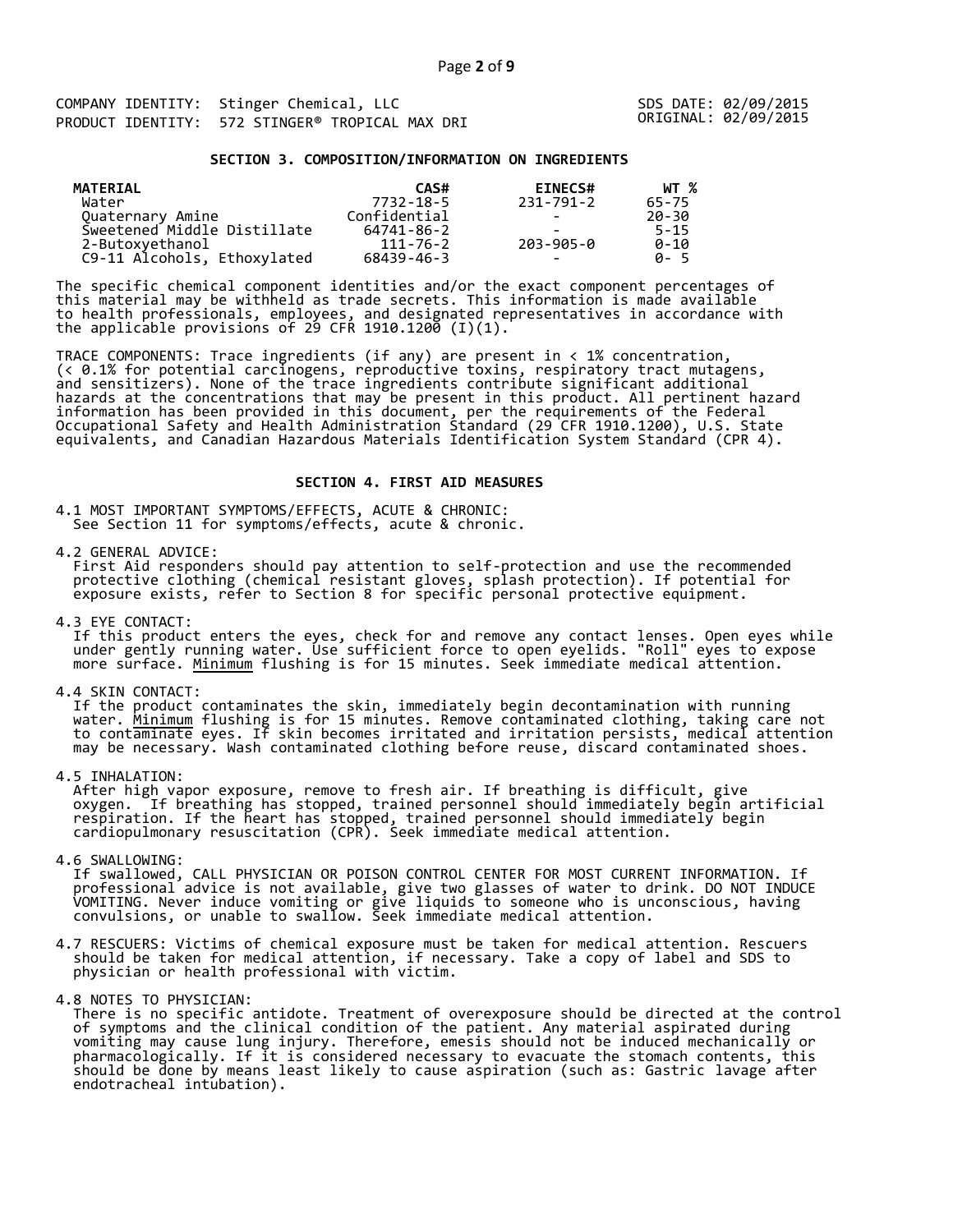COMPANY IDENTITY: Stinger Chemical, LLC
PRODUCT IDENTITY: 572 STINGER® TROPICAL MAX DRI

SDS DATE: 02/09/2015
ORIGINAL: 02/09/2015

## SECTION 3. COMPOSITION/INFORMATION ON INGREDIENTS

| MATERIAL | CAS# | EINECS# | WT % |
|---|---|---|---|
| Water | 7732-18-5 | 231-791-2 | 65-75 |
| Quaternary Amine | Confidential | - | 20-30 |
| Sweetened Middle Distillate | 64741-86-2 | - | 5-15 |
| 2-Butoxyethanol | 111-76-2 | 203-905-0 | 0-10 |
| C9-11 Alcohols, Ethoxylated | 68439-46-3 | - | 0- 5 |

The specific chemical component identities and/or the exact component percentages of this material may be withheld as trade secrets. This information is made available to health professionals, employees, and designated representatives in accordance with the applicable provisions of 29 CFR 1910.1200 (I)(1).

TRACE COMPONENTS: Trace ingredients (if any) are present in < 1% concentration, (< 0.1% for potential carcinogens, reproductive toxins, respiratory tract mutagens, and sensitizers). None of the trace ingredients contribute significant additional hazards at the concentrations that may be present in this product. All pertinent hazard information has been provided in this document, per the requirements of the Federal Occupational Safety and Health Administration Standard (29 CFR 1910.1200), U.S. State equivalents, and Canadian Hazardous Materials Identification System Standard (CPR 4).

## SECTION 4. FIRST AID MEASURES

4.1 MOST IMPORTANT SYMPTOMS/EFFECTS, ACUTE & CHRONIC:
See Section 11 for symptoms/effects, acute & chronic.

4.2 GENERAL ADVICE:
First Aid responders should pay attention to self-protection and use the recommended protective clothing (chemical resistant gloves, splash protection). If potential for exposure exists, refer to Section 8 for specific personal protective equipment.

4.3 EYE CONTACT:
If this product enters the eyes, check for and remove any contact lenses. Open eyes while under gently running water. Use sufficient force to open eyelids. "Roll" eyes to expose more surface. Minimum flushing is for 15 minutes. Seek immediate medical attention.

4.4 SKIN CONTACT:
If the product contaminates the skin, immediately begin decontamination with running water. Minimum flushing is for 15 minutes. Remove contaminated clothing, taking care not to contaminate eyes. If skin becomes irritated and irritation persists, medical attention may be necessary. Wash contaminated clothing before reuse, discard contaminated shoes.

4.5 INHALATION:
After high vapor exposure, remove to fresh air. If breathing is difficult, give oxygen. If breathing has stopped, trained personnel should immediately begin artificial respiration. If the heart has stopped, trained personnel should immediately begin cardiopulmonary resuscitation (CPR). Seek immediate medical attention.

4.6 SWALLOWING:
If swallowed, CALL PHYSICIAN OR POISON CONTROL CENTER FOR MOST CURRENT INFORMATION. If professional advice is not available, give two glasses of water to drink. DO NOT INDUCE VOMITING. Never induce vomiting or give liquids to someone who is unconscious, having convulsions, or unable to swallow. Seek immediate medical attention.

4.7 RESCUERS: Victims of chemical exposure must be taken for medical attention. Rescuers should be taken for medical attention, if necessary. Take a copy of label and SDS to physician or health professional with victim.

4.8 NOTES TO PHYSICIAN:
There is no specific antidote. Treatment of overexposure should be directed at the control of symptoms and the clinical condition of the patient. Any material aspirated during vomiting may cause lung injury. Therefore, emesis should not be induced mechanically or pharmacologically. If it is considered necessary to evacuate the stomach contents, this should be done by means least likely to cause aspiration (such as: Gastric lavage after endotracheal intubation).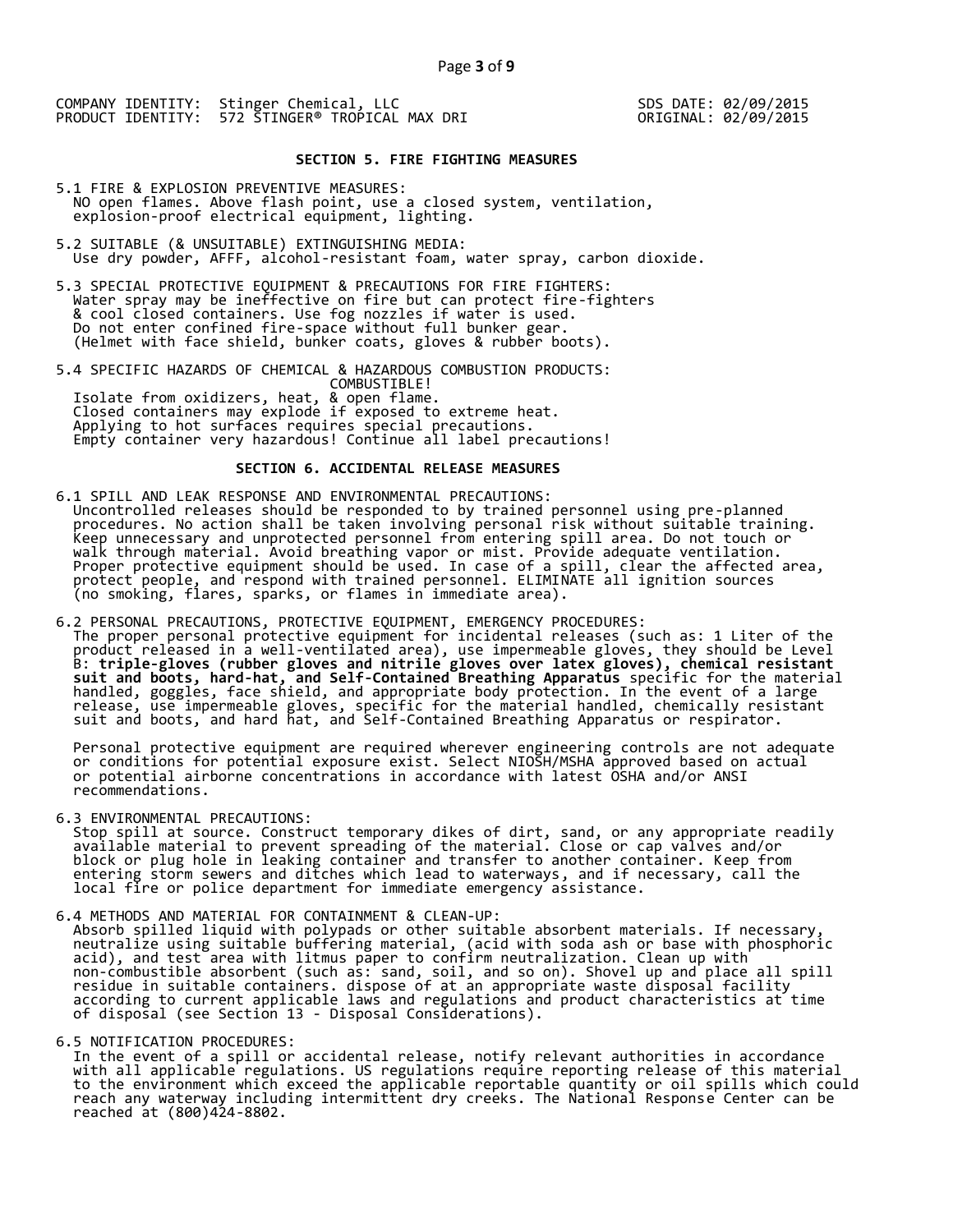COMPANY IDENTITY: Stinger Chemical, LLC
PRODUCT IDENTITY: 572 STINGER® TROPICAL MAX DRI

SDS DATE: 02/09/2015
ORIGINAL: 02/09/2015

## SECTION 5. FIRE FIGHTING MEASURES

5.1 FIRE & EXPLOSION PREVENTIVE MEASURES:
NO open flames. Above flash point, use a closed system, ventilation, explosion-proof electrical equipment, lighting.

5.2 SUITABLE (& UNSUITABLE) EXTINGUISHING MEDIA:
Use dry powder, AFFF, alcohol-resistant foam, water spray, carbon dioxide.

5.3 SPECIAL PROTECTIVE EQUIPMENT & PRECAUTIONS FOR FIRE FIGHTERS:
Water spray may be ineffective on fire but can protect fire-fighters & cool closed containers. Use fog nozzles if water is used. Do not enter confined fire-space without full bunker gear. (Helmet with face shield, bunker coats, gloves & rubber boots).

5.4 SPECIFIC HAZARDS OF CHEMICAL & HAZARDOUS COMBUSTION PRODUCTS:
COMBUSTIBLE!
Isolate from oxidizers, heat, & open flame.
Closed containers may explode if exposed to extreme heat.
Applying to hot surfaces requires special precautions.
Empty container very hazardous! Continue all label precautions!

## SECTION 6. ACCIDENTAL RELEASE MEASURES

6.1 SPILL AND LEAK RESPONSE AND ENVIRONMENTAL PRECAUTIONS:
Uncontrolled releases should be responded to by trained personnel using pre-planned procedures. No action shall be taken involving personal risk without suitable training. Keep unnecessary and unprotected personnel from entering spill area. Do not touch or walk through material. Avoid breathing vapor or mist. Provide adequate ventilation. Proper protective equipment should be used. In case of a spill, clear the affected area, protect people, and respond with trained personnel. ELIMINATE all ignition sources (no smoking, flares, sparks, or flames in immediate area).

6.2 PERSONAL PRECAUTIONS, PROTECTIVE EQUIPMENT, EMERGENCY PROCEDURES:
The proper personal protective equipment for incidental releases (such as: 1 Liter of the product released in a well-ventilated area), use impermeable gloves, they should be Level B: **triple-gloves (rubber gloves and nitrile gloves over latex gloves), chemical resistant suit and boots, hard-hat, and Self-Contained Breathing Apparatus** specific for the material handled, goggles, face shield, and appropriate body protection. In the event of a large release, use impermeable gloves, specific for the material handled, chemically resistant suit and boots, and hard hat, and Self-Contained Breathing Apparatus or respirator.

Personal protective equipment are required wherever engineering controls are not adequate or conditions for potential exposure exist. Select NIOSH/MSHA approved based on actual or potential airborne concentrations in accordance with latest OSHA and/or ANSI recommendations.

6.3 ENVIRONMENTAL PRECAUTIONS:
Stop spill at source. Construct temporary dikes of dirt, sand, or any appropriate readily available material to prevent spreading of the material. Close or cap valves and/or block or plug hole in leaking container and transfer to another container. Keep from entering storm sewers and ditches which lead to waterways, and if necessary, call the local fire or police department for immediate emergency assistance.

6.4 METHODS AND MATERIAL FOR CONTAINMENT & CLEAN-UP:
Absorb spilled liquid with polypads or other suitable absorbent materials. If necessary, neutralize using suitable buffering material, (acid with soda ash or base with phosphoric acid), and test area with litmus paper to confirm neutralization. Clean up with non-combustible absorbent (such as: sand, soil, and so on). Shovel up and place all spill residue in suitable containers. dispose of at an appropriate waste disposal facility according to current applicable laws and regulations and product characteristics at time of disposal (see Section 13 - Disposal Considerations).

6.5 NOTIFICATION PROCEDURES:
In the event of a spill or accidental release, notify relevant authorities in accordance with all applicable regulations. US regulations require reporting release of this material to the environment which exceed the applicable reportable quantity or oil spills which could reach any waterway including intermittent dry creeks. The National Response Center can be reached at (800)424-8802.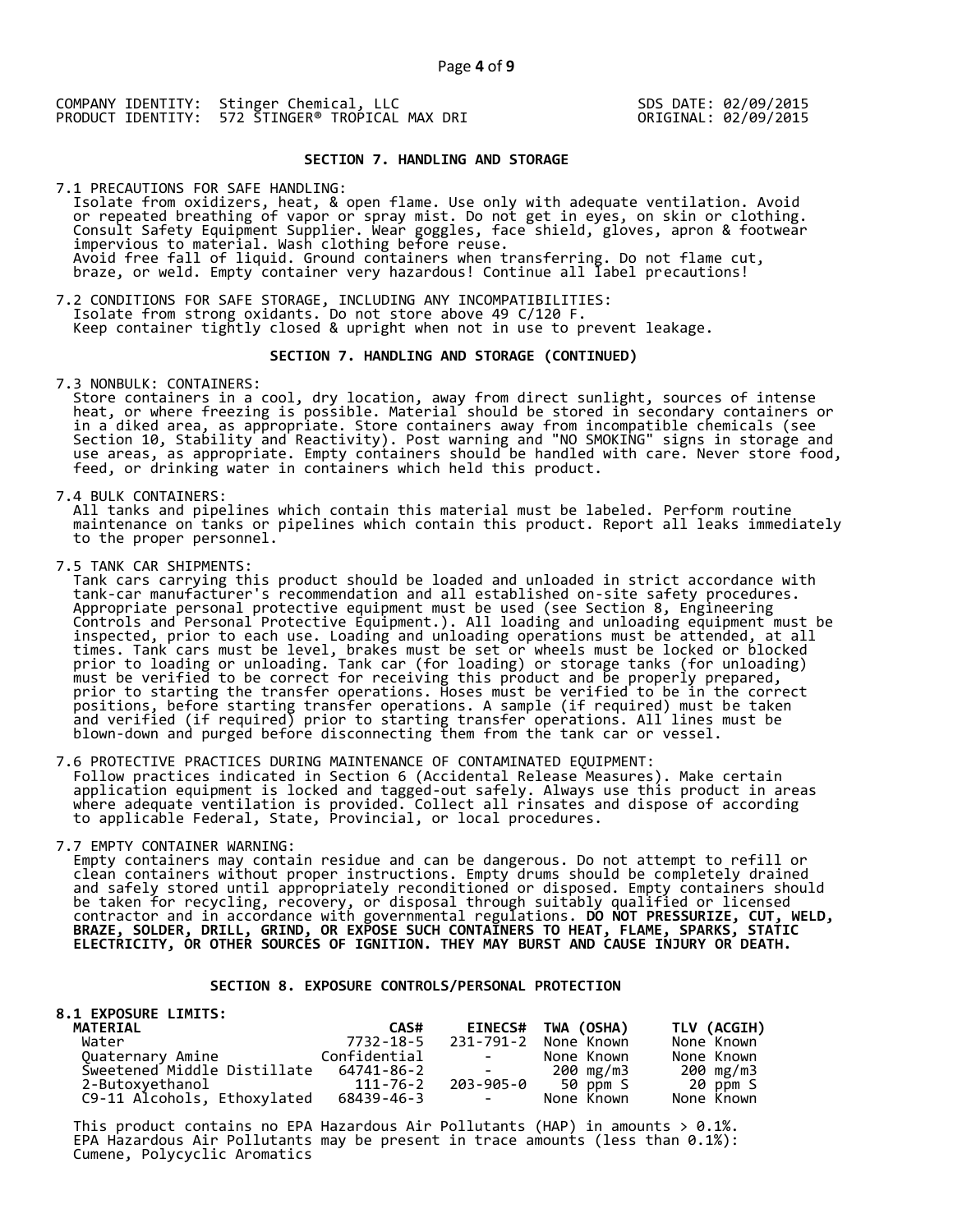COMPANY IDENTITY: Stinger Chemical, LLC
PRODUCT IDENTITY: 572 STINGER® TROPICAL MAX DRI

SDS DATE: 02/09/2015
ORIGINAL: 02/09/2015

## SECTION 7. HANDLING AND STORAGE

7.1 PRECAUTIONS FOR SAFE HANDLING:
Isolate from oxidizers, heat, & open flame. Use only with adequate ventilation. Avoid or repeated breathing of vapor or spray mist. Do not get in eyes, on skin or clothing. Consult Safety Equipment Supplier. Wear goggles, face shield, gloves, apron & footwear impervious to material. Wash clothing before reuse.
Avoid free fall of liquid. Ground containers when transferring. Do not flame cut, braze, or weld. Empty container very hazardous! Continue all label precautions!

7.2 CONDITIONS FOR SAFE STORAGE, INCLUDING ANY INCOMPATIBILITIES:
Isolate from strong oxidants. Do not store above 49 C/120 F.
Keep container tightly closed & upright when not in use to prevent leakage.

## SECTION 7. HANDLING AND STORAGE (CONTINUED)

7.3 NONBULK: CONTAINERS:
Store containers in a cool, dry location, away from direct sunlight, sources of intense heat, or where freezing is possible. Material should be stored in secondary containers or in a diked area, as appropriate. Store containers away from incompatible chemicals (see Section 10, Stability and Reactivity). Post warning and "NO SMOKING" signs in storage and use areas, as appropriate. Empty containers should be handled with care. Never store food, feed, or drinking water in containers which held this product.

7.4 BULK CONTAINERS:
All tanks and pipelines which contain this material must be labeled. Perform routine maintenance on tanks or pipelines which contain this product. Report all leaks immediately to the proper personnel.

7.5 TANK CAR SHIPMENTS:
Tank cars carrying this product should be loaded and unloaded in strict accordance with tank-car manufacturer's recommendation and all established on-site safety procedures. Appropriate personal protective equipment must be used (see Section 8, Engineering Controls and Personal Protective Equipment.). All loading and unloading equipment must be inspected, prior to each use. Loading and unloading operations must be attended, at all times. Tank cars must be level, brakes must be set or wheels must be locked or blocked prior to loading or unloading. Tank car (for loading) or storage tanks (for unloading) must be verified to be correct for receiving this product and be properly prepared, prior to starting the transfer operations. Hoses must be verified to be in the correct positions, before starting transfer operations. A sample (if required) must be taken and verified (if required) prior to starting transfer operations. All lines must be blown-down and purged before disconnecting them from the tank car or vessel.

7.6 PROTECTIVE PRACTICES DURING MAINTENANCE OF CONTAMINATED EQUIPMENT:
Follow practices indicated in Section 6 (Accidental Release Measures). Make certain application equipment is locked and tagged-out safely. Always use this product in areas where adequate ventilation is provided. Collect all rinsates and dispose of according to applicable Federal, State, Provincial, or local procedures.

7.7 EMPTY CONTAINER WARNING:
Empty containers may contain residue and can be dangerous. Do not attempt to refill or clean containers without proper instructions. Empty drums should be completely drained and safely stored until appropriately reconditioned or disposed. Empty containers should be taken for recycling, recovery, or disposal through suitably qualified or licensed contractor and in accordance with governmental regulations. **DO NOT PRESSURIZE, CUT, WELD, BRAZE, SOLDER, DRILL, GRIND, OR EXPOSE SUCH CONTAINERS TO HEAT, FLAME, SPARKS, STATIC ELECTRICITY, OR OTHER SOURCES OF IGNITION. THEY MAY BURST AND CAUSE INJURY OR DEATH.**

## SECTION 8. EXPOSURE CONTROLS/PERSONAL PROTECTION

**8.1 EXPOSURE LIMITS:**

| MATERIAL | CAS# | EINECS# | TWA (OSHA) | TLV (ACGIH) |
|---|---|---|---|---|
| Water | 7732-18-5 | 231-791-2 | None Known | None Known |
| Quaternary Amine | Confidential | - | None Known | None Known |
| Sweetened Middle Distillate | 64741-86-2 | - | 200 mg/m3 | 200 mg/m3 |
| 2-Butoxyethanol | 111-76-2 | 203-905-0 | 50 ppm S | 20 ppm S |
| C9-11 Alcohols, Ethoxylated | 68439-46-3 | - | None Known | None Known |

This product contains no EPA Hazardous Air Pollutants (HAP) in amounts > 0.1%.
EPA Hazardous Air Pollutants may be present in trace amounts (less than 0.1%):
Cumene, Polycyclic Aromatics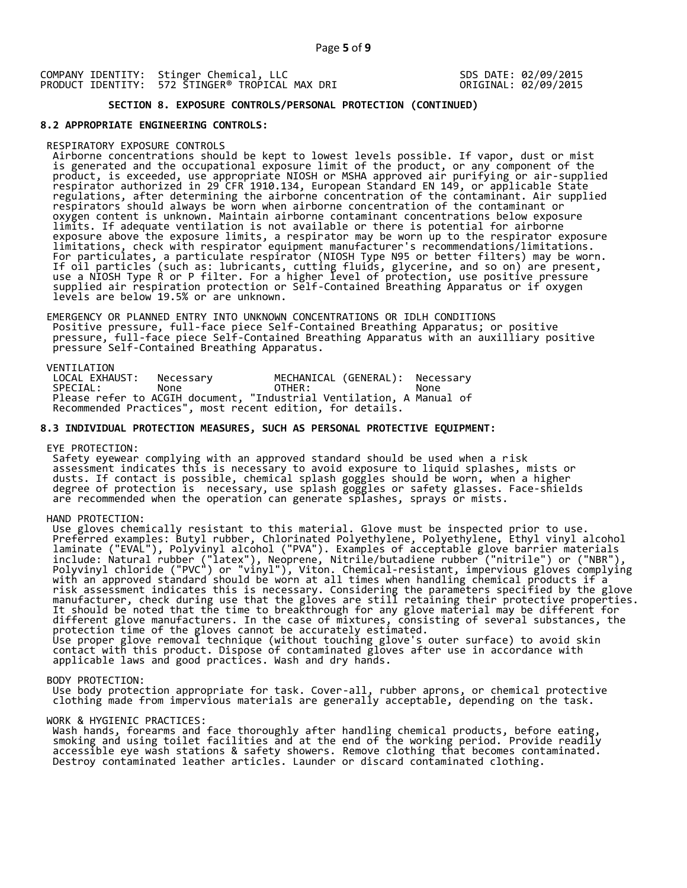COMPANY IDENTITY: Stinger Chemical, LLC                SDS DATE: 02/09/2015
PRODUCT IDENTITY: 572 STINGER® TROPICAL MAX DRI        ORIGINAL: 02/09/2015

## SECTION 8. EXPOSURE CONTROLS/PERSONAL PROTECTION (CONTINUED)

### 8.2 APPROPRIATE ENGINEERING CONTROLS:

RESPIRATORY EXPOSURE CONTROLS

Airborne concentrations should be kept to lowest levels possible. If vapor, dust or mist is generated and the occupational exposure limit of the product, or any component of the product, is exceeded, use appropriate NIOSH or MSHA approved air purifying or air-supplied respirator authorized in 29 CFR 1910.134, European Standard EN 149, or applicable State regulations, after determining the airborne concentration of the contaminant. Air supplied respirators should always be worn when airborne concentration of the contaminant or oxygen content is unknown. Maintain airborne contaminant concentrations below exposure limits. If adequate ventilation is not available or there is potential for airborne exposure above the exposure limits, a respirator may be worn up to the respirator exposure limitations, check with respirator equipment manufacturer's recommendations/limitations. For particulates, a particulate respirator (NIOSH Type N95 or better filters) may be worn. If oil particles (such as: lubricants, cutting fluids, glycerine, and so on) are present, use a NIOSH Type R or P filter. For a higher level of protection, use positive pressure supplied air respiration protection or Self-Contained Breathing Apparatus or if oxygen levels are below 19.5% or are unknown.

EMERGENCY OR PLANNED ENTRY INTO UNKNOWN CONCENTRATIONS OR IDLH CONDITIONS

Positive pressure, full-face piece Self-Contained Breathing Apparatus; or positive pressure, full-face piece Self-Contained Breathing Apparatus with an auxilliary positive pressure Self-Contained Breathing Apparatus.

VENTILATION

| | | | |
|---|---|---|---|
| LOCAL EXHAUST: | Necessary | MECHANICAL (GENERAL): | Necessary |
| SPECIAL: | None | OTHER: | None |

Please refer to ACGIH document, "Industrial Ventilation, A Manual of Recommended Practices", most recent edition, for details.

### 8.3 INDIVIDUAL PROTECTION MEASURES, SUCH AS PERSONAL PROTECTIVE EQUIPMENT:

EYE PROTECTION:

Safety eyewear complying with an approved standard should be used when a risk assessment indicates this is necessary to avoid exposure to liquid splashes, mists or dusts. If contact is possible, chemical splash goggles should be worn, when a higher degree of protection is necessary, use splash goggles or safety glasses. Face-shields are recommended when the operation can generate splashes, sprays or mists.

HAND PROTECTION:

Use gloves chemically resistant to this material. Glove must be inspected prior to use. Preferred examples: Butyl rubber, Chlorinated Polyethylene, Polyethylene, Ethyl vinyl alcohol laminate ("EVAL"), Polyvinyl alcohol ("PVA"). Examples of acceptable glove barrier materials include: Natural rubber ("latex"), Neoprene, Nitrile/butadiene rubber ("nitrile") or ("NBR"), Polyvinyl chloride ("PVC") or "vinyl"), Viton. Chemical-resistant, impervious gloves complying with an approved standard should be worn at all times when handling chemical products if a risk assessment indicates this is necessary. Considering the parameters specified by the glove manufacturer, check during use that the gloves are still retaining their protective properties. It should be noted that the time to breakthrough for any glove material may be different for different glove manufacturers. In the case of mixtures, consisting of several substances, the protection time of the gloves cannot be accurately estimated.
Use proper glove removal technique (without touching glove's outer surface) to avoid skin contact with this product. Dispose of contaminated gloves after use in accordance with applicable laws and good practices. Wash and dry hands.

BODY PROTECTION:

Use body protection appropriate for task. Cover-all, rubber aprons, or chemical protective clothing made from impervious materials are generally acceptable, depending on the task.

WORK & HYGIENIC PRACTICES:

Wash hands, forearms and face thoroughly after handling chemical products, before eating, smoking and using toilet facilities and at the end of the working period. Provide readily accessible eye wash stations & safety showers. Remove clothing that becomes contaminated. Destroy contaminated leather articles. Launder or discard contaminated clothing.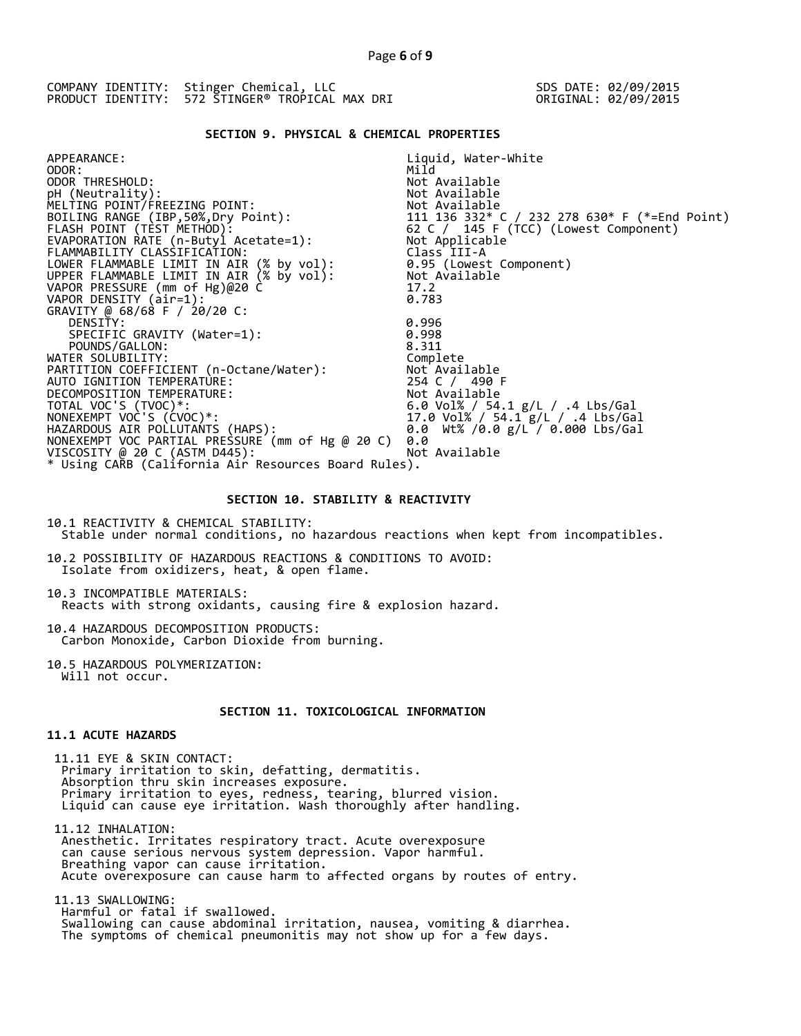COMPANY IDENTITY: Stinger Chemical, LLC
PRODUCT IDENTITY: 572 STINGER® TROPICAL MAX DRI

SDS DATE: 02/09/2015
ORIGINAL: 02/09/2015

## SECTION 9. PHYSICAL & CHEMICAL PROPERTIES

| | |
|---|---|
| APPEARANCE: | Liquid, Water-White |
| ODOR: | Mild |
| ODOR THRESHOLD: | Not Available |
| pH (Neutrality): | Not Available |
| MELTING POINT/FREEZING POINT: | Not Available |
| BOILING RANGE (IBP,50%,Dry Point): | 111 136 332* C / 232 278 630* F (*=End Point) |
| FLASH POINT (TEST METHOD): | 62 C / 145 F (TCC) (Lowest Component) |
| EVAPORATION RATE (n-Butyl Acetate=1): | Not Applicable |
| FLAMMABILITY CLASSIFICATION: | Class III-A |
| LOWER FLAMMABLE LIMIT IN AIR (% by vol): | 0.95 (Lowest Component) |
| UPPER FLAMMABLE LIMIT IN AIR (% by vol): | Not Available |
| VAPOR PRESSURE (mm of Hg)@20 C | 17.2 |
| VAPOR DENSITY (air=1): | 0.783 |
| GRAVITY @ 68/68 F / 20/20 C: | |
| DENSITY: | 0.996 |
| SPECIFIC GRAVITY (Water=1): | 0.998 |
| POUNDS/GALLON: | 8.311 |
| WATER SOLUBILITY: | Complete |
| PARTITION COEFFICIENT (n-Octane/Water): | Not Available |
| AUTO IGNITION TEMPERATURE: | 254 C / 490 F |
| DECOMPOSITION TEMPERATURE: | Not Available |
| TOTAL VOC'S (TVOC)*: | 6.0 Vol% / 54.1 g/L / .4 Lbs/Gal |
| NONEXEMPT VOC'S (CVOC)*: | 17.0 Vol% / 54.1 g/L / .4 Lbs/Gal |
| HAZARDOUS AIR POLLUTANTS (HAPS): | 0.0 Wt% /0.0 g/L / 0.000 Lbs/Gal |
| NONEXEMPT VOC PARTIAL PRESSURE (mm of Hg @ 20 C) | 0.0 |
| VISCOSITY @ 20 C (ASTM D445): | Not Available |

* Using CARB (California Air Resources Board Rules).

## SECTION 10. STABILITY & REACTIVITY

10.1 REACTIVITY & CHEMICAL STABILITY:
Stable under normal conditions, no hazardous reactions when kept from incompatibles.

10.2 POSSIBILITY OF HAZARDOUS REACTIONS & CONDITIONS TO AVOID:
Isolate from oxidizers, heat, & open flame.

10.3 INCOMPATIBLE MATERIALS:
Reacts with strong oxidants, causing fire & explosion hazard.

10.4 HAZARDOUS DECOMPOSITION PRODUCTS:
Carbon Monoxide, Carbon Dioxide from burning.

10.5 HAZARDOUS POLYMERIZATION:
Will not occur.

## SECTION 11. TOXICOLOGICAL INFORMATION

### 11.1 ACUTE HAZARDS

11.11 EYE & SKIN CONTACT:
Primary irritation to skin, defatting, dermatitis.
Absorption thru skin increases exposure.
Primary irritation to eyes, redness, tearing, blurred vision.
Liquid can cause eye irritation. Wash thoroughly after handling.

11.12 INHALATION:
Anesthetic. Irritates respiratory tract. Acute overexposure can cause serious nervous system depression. Vapor harmful.
Breathing vapor can cause irritation.
Acute overexposure can cause harm to affected organs by routes of entry.

11.13 SWALLOWING:
Harmful or fatal if swallowed.
Swallowing can cause abdominal irritation, nausea, vomiting & diarrhea.
The symptoms of chemical pneumonitis may not show up for a few days.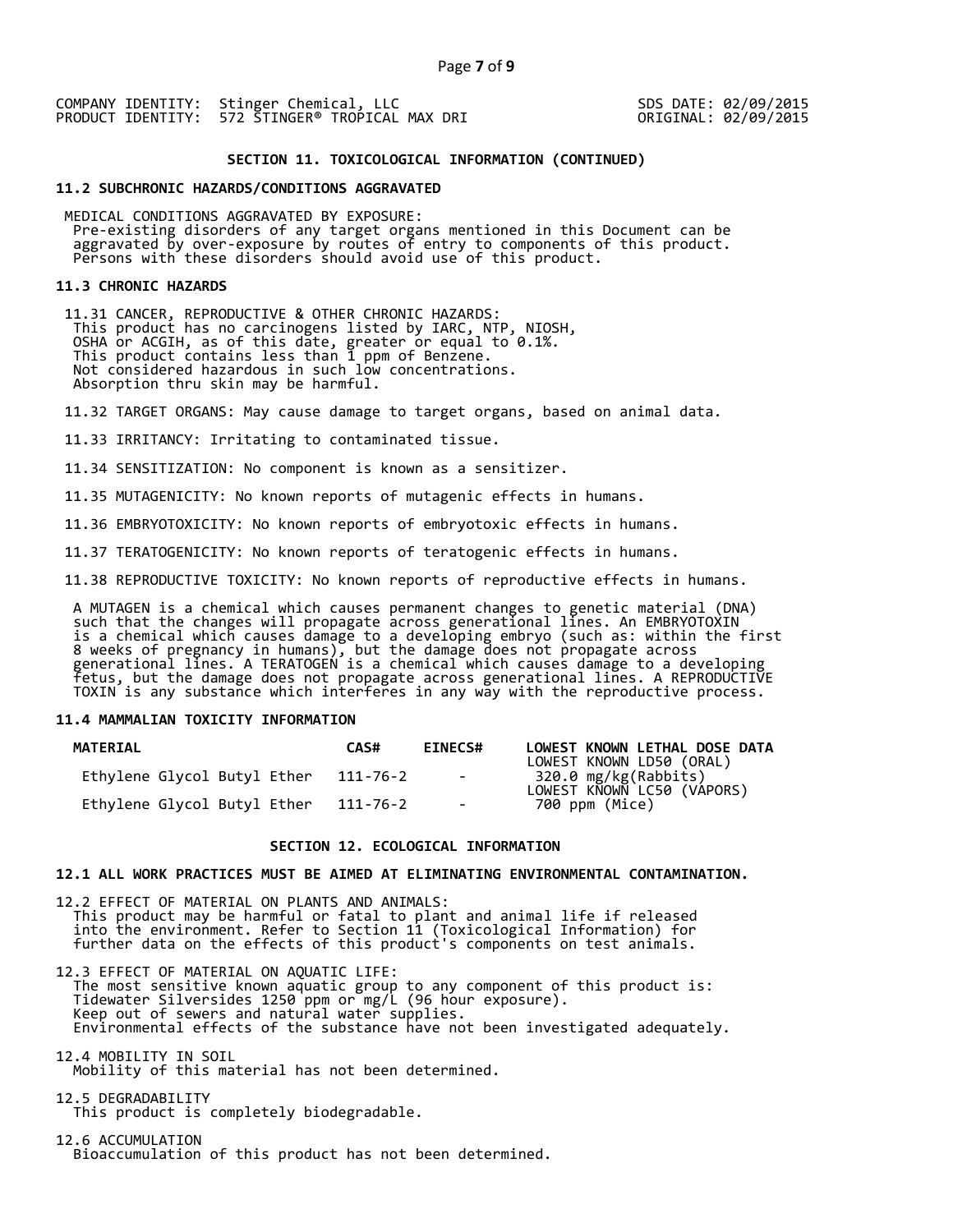COMPANY IDENTITY: Stinger Chemical, LLC
PRODUCT IDENTITY: 572 STINGER® TROPICAL MAX DRI

SDS DATE: 02/09/2015
ORIGINAL: 02/09/2015

## SECTION 11. TOXICOLOGICAL INFORMATION (CONTINUED)

### 11.2 SUBCHRONIC HAZARDS/CONDITIONS AGGRAVATED

MEDICAL CONDITIONS AGGRAVATED BY EXPOSURE:
Pre-existing disorders of any target organs mentioned in this Document can be aggravated by over-exposure by routes of entry to components of this product. Persons with these disorders should avoid use of this product.

### 11.3 CHRONIC HAZARDS

11.31 CANCER, REPRODUCTIVE & OTHER CHRONIC HAZARDS:
This product has no carcinogens listed by IARC, NTP, NIOSH, OSHA or ACGIH, as of this date, greater or equal to 0.1%.
This product contains less than 1 ppm of Benzene.
Not considered hazardous in such low concentrations.
Absorption thru skin may be harmful.

11.32 TARGET ORGANS: May cause damage to target organs, based on animal data.

11.33 IRRITANCY: Irritating to contaminated tissue.

11.34 SENSITIZATION: No component is known as a sensitizer.

11.35 MUTAGENICITY: No known reports of mutagenic effects in humans.

11.36 EMBRYOTOXICITY: No known reports of embryotoxic effects in humans.

11.37 TERATOGENICITY: No known reports of teratogenic effects in humans.

11.38 REPRODUCTIVE TOXICITY: No known reports of reproductive effects in humans.

A MUTAGEN is a chemical which causes permanent changes to genetic material (DNA) such that the changes will propagate across generational lines. An EMBRYOTOXIN is a chemical which causes damage to a developing embryo (such as: within the first 8 weeks of pregnancy in humans), but the damage does not propagate across generational lines. A TERATOGEN is a chemical which causes damage to a developing fetus, but the damage does not propagate across generational lines. A REPRODUCTIVE TOXIN is any substance which interferes in any way with the reproductive process.

### 11.4 MAMMALIAN TOXICITY INFORMATION

| MATERIAL | CAS# | EINECS# | LOWEST KNOWN LETHAL DOSE DATA |
|---|---|---|---|
| | | | LOWEST KNOWN LD50 (ORAL) |
| Ethylene Glycol Butyl Ether | 111-76-2 | - | 320.0 mg/kg(Rabbits) |
| | | | LOWEST KNOWN LC50 (VAPORS) |
| Ethylene Glycol Butyl Ether | 111-76-2 | - | 700 ppm (Mice) |

## SECTION 12. ECOLOGICAL INFORMATION

### 12.1 ALL WORK PRACTICES MUST BE AIMED AT ELIMINATING ENVIRONMENTAL CONTAMINATION.

12.2 EFFECT OF MATERIAL ON PLANTS AND ANIMALS:
This product may be harmful or fatal to plant and animal life if released into the environment. Refer to Section 11 (Toxicological Information) for further data on the effects of this product's components on test animals.

12.3 EFFECT OF MATERIAL ON AQUATIC LIFE:
The most sensitive known aquatic group to any component of this product is:
Tidewater Silversides 1250 ppm or mg/L (96 hour exposure).
Keep out of sewers and natural water supplies.
Environmental effects of the substance have not been investigated adequately.

12.4 MOBILITY IN SOIL
Mobility of this material has not been determined.

12.5 DEGRADABILITY
This product is completely biodegradable.

12.6 ACCUMULATION
Bioaccumulation of this product has not been determined.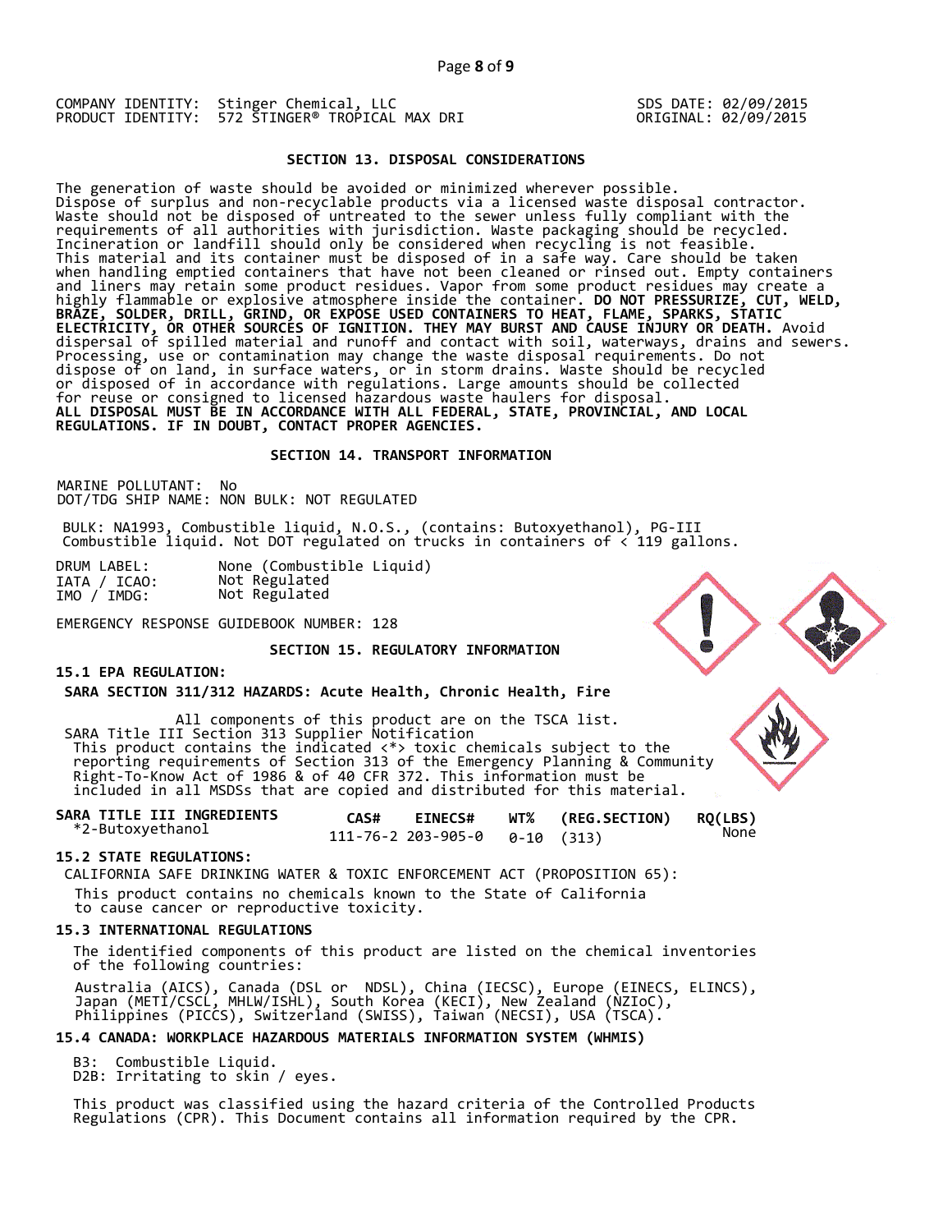COMPANY IDENTITY: Stinger Chemical, LLC
PRODUCT IDENTITY: 572 STINGER® TROPICAL MAX DRI

SDS DATE: 02/09/2015
ORIGINAL: 02/09/2015

## SECTION 13. DISPOSAL CONSIDERATIONS

The generation of waste should be avoided or minimized wherever possible. Dispose of surplus and non-recyclable products via a licensed waste disposal contractor. Waste should not be disposed of untreated to the sewer unless fully compliant with the requirements of all authorities with jurisdiction. Waste packaging should be recycled. Incineration or landfill should only be considered when recycling is not feasible. This material and its container must be disposed of in a safe way. Care should be taken when handling emptied containers that have not been cleaned or rinsed out. Empty containers and liners may retain some product residues. Vapor from some product residues may create a highly flammable or explosive atmosphere inside the container. **DO NOT PRESSURIZE, CUT, WELD, BRAZE, SOLDER, DRILL, GRIND, OR EXPOSE USED CONTAINERS TO HEAT, FLAME, SPARKS, STATIC ELECTRICITY, OR OTHER SOURCES OF IGNITION. THEY MAY BURST AND CAUSE INJURY OR DEATH.** Avoid dispersal of spilled material and runoff and contact with soil, waterways, drains and sewers. Processing, use or contamination may change the waste disposal requirements. Do not dispose of on land, in surface waters, or in storm drains. Waste should be recycled or disposed of in accordance with regulations. Large amounts should be collected for reuse or consigned to licensed hazardous waste haulers for disposal.
**ALL DISPOSAL MUST BE IN ACCORDANCE WITH ALL FEDERAL, STATE, PROVINCIAL, AND LOCAL REGULATIONS. IF IN DOUBT, CONTACT PROPER AGENCIES.**

## SECTION 14. TRANSPORT INFORMATION

MARINE POLLUTANT: No
DOT/TDG SHIP NAME: NON BULK: NOT REGULATED

BULK: NA1993, Combustible liquid, N.O.S., (contains: Butoxyethanol), PG-III
Combustible liquid. Not DOT regulated on trucks in containers of < 119 gallons.

DRUM LABEL: None (Combustible Liquid)
IATA / ICAO: Not Regulated
IMO / IMDG: Not Regulated

EMERGENCY RESPONSE GUIDEBOOK NUMBER: 128

## SECTION 15. REGULATORY INFORMATION

### 15.1 EPA REGULATION:

**SARA SECTION 311/312 HAZARDS: Acute Health, Chronic Health, Fire**

All components of this product are on the TSCA list.
SARA Title III Section 313 Supplier Notification
This product contains the indicated <*> toxic chemicals subject to the reporting requirements of Section 313 of the Emergency Planning & Community Right-To-Know Act of 1986 & of 40 CFR 372. This information must be included in all MSDSs that are copied and distributed for this material.

| SARA TITLE III INGREDIENTS | CAS# | EINECS# | WT% | (REG.SECTION) | RQ(LBS) |
|---|---|---|---|---|---|
| *2-Butoxyethanol | 111-76-2 | 203-905-0 | 0-10 | (313) | None |

### 15.2 STATE REGULATIONS:

CALIFORNIA SAFE DRINKING WATER & TOXIC ENFORCEMENT ACT (PROPOSITION 65):
This product contains no chemicals known to the State of California to cause cancer or reproductive toxicity.

### 15.3 INTERNATIONAL REGULATIONS

The identified components of this product are listed on the chemical inventories of the following countries:

Australia (AICS), Canada (DSL or NDSL), China (IECSC), Europe (EINECS, ELINCS), Japan (METI/CSCL, MHLW/ISHL), South Korea (KECI), New Zealand (NZIoC), Philippines (PICCS), Switzerland (SWISS), Taiwan (NECSI), USA (TSCA).

### 15.4 CANADA: WORKPLACE HAZARDOUS MATERIALS INFORMATION SYSTEM (WHMIS)

B3: Combustible Liquid.
D2B: Irritating to skin / eyes.

This product was classified using the hazard criteria of the Controlled Products Regulations (CPR). This Document contains all information required by the CPR.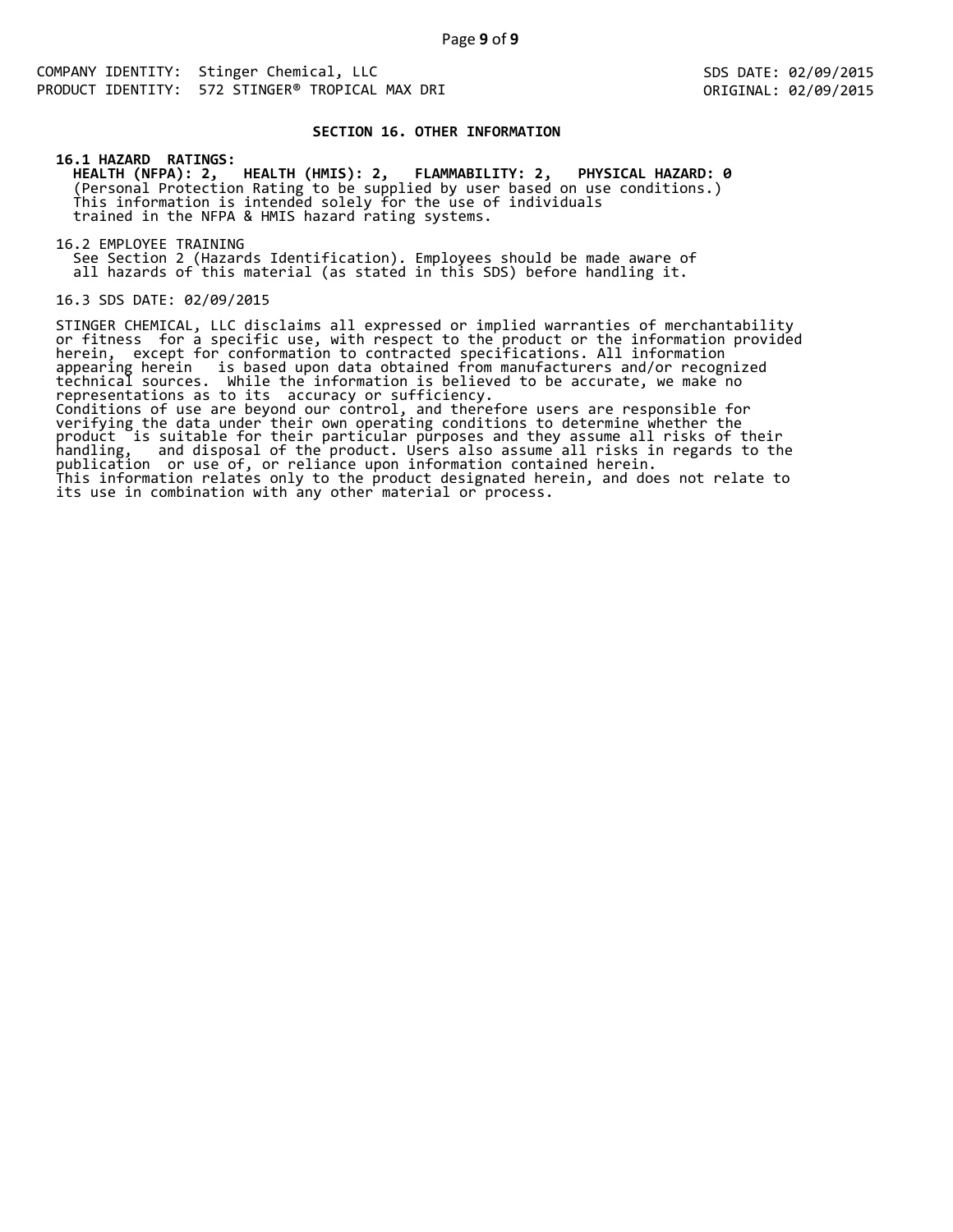COMPANY IDENTITY: Stinger Chemical, LLC
PRODUCT IDENTITY: 572 STINGER® TROPICAL MAX DRI

SDS DATE: 02/09/2015
ORIGINAL: 02/09/2015

## SECTION 16. OTHER INFORMATION

**16.1 HAZARD RATINGS:**

**HEALTH (NFPA): 2, HEALTH (HMIS): 2, FLAMMABILITY: 2, PHYSICAL HAZARD: 0**

(Personal Protection Rating to be supplied by user based on use conditions.)
This information is intended solely for the use of individuals trained in the NFPA & HMIS hazard rating systems.

16.2 EMPLOYEE TRAINING

See Section 2 (Hazards Identification). Employees should be made aware of all hazards of this material (as stated in this SDS) before handling it.

16.3 SDS DATE: 02/09/2015

STINGER CHEMICAL, LLC disclaims all expressed or implied warranties of merchantability or fitness for a specific use, with respect to the product or the information provided herein, except for conformation to contracted specifications. All information appearing herein is based upon data obtained from manufacturers and/or recognized technical sources. While the information is believed to be accurate, we make no representations as to its accuracy or sufficiency.
Conditions of use are beyond our control, and therefore users are responsible for verifying the data under their own operating conditions to determine whether the product is suitable for their particular purposes and they assume all risks of their handling, and disposal of the product. Users also assume all risks in regards to the publication or use of, or reliance upon information contained herein.
This information relates only to the product designated herein, and does not relate to its use in combination with any other material or process.